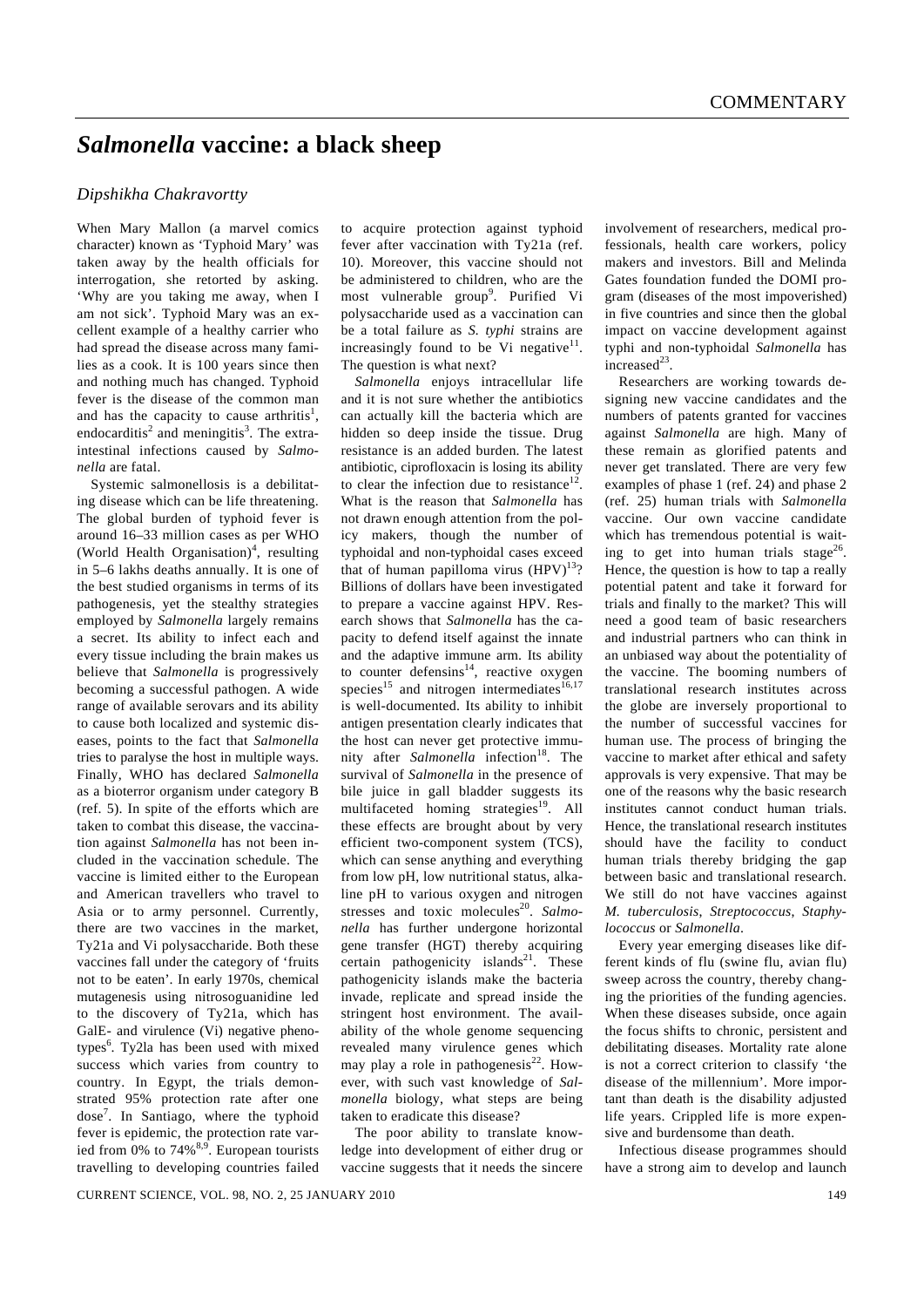# *Salmonella* vaccine: a black sheep

*Dipshikha Chakravortty*

When Mary Mallon (a marvel comics character) known as 'Typhoid Mary' was taken away by the health officials for interrogation, she retorted by asking. 'Why are you taking me away, when I am not sick'. Typhoid Mary was an excellent example of a healthy carrier who had spread the disease across many families as a cook. It is 100 years since then and nothing much has changed. Typhoid fever is the disease of the common man and has the capacity to cause arthritis[1], endocarditis[2] and meningitis[3]. The extra-intestinal infections caused by *Salmonella* are fatal.

Systemic salmonellosis is a debilitating disease which can be life threatening. The global burden of typhoid fever is around 16–33 million cases as per WHO (World Health Organisation)[4], resulting in 5–6 lakhs deaths annually. It is one of the best studied organisms in terms of its pathogenesis, yet the stealthy strategies employed by *Salmonella* largely remains a secret. Its ability to infect each and every tissue including the brain makes us believe that *Salmonella* is progressively becoming a successful pathogen. A wide range of available serovars and its ability to cause both localized and systemic diseases, points to the fact that *Salmonella* tries to paralyse the host in multiple ways. Finally, WHO has declared *Salmonella* as a bioterror organism under category B (ref. 5). In spite of the efforts which are taken to combat this disease, the vaccination against *Salmonella* has not been included in the vaccination schedule. The vaccine is limited either to the European and American travellers who travel to Asia or to army personnel. Currently, there are two vaccines in the market, Ty21a and Vi polysaccharide. Both these vaccines fall under the category of 'fruits not to be eaten'. In early 1970s, chemical mutagenesis using nitrosoguanidine led to the discovery of Ty21a, which has GalE- and virulence (Vi) negative phenotypes[6]. Ty2la has been used with mixed success which varies from country to country. In Egypt, the trials demonstrated 95% protection rate after one dose[7]. In Santiago, where the typhoid fever is epidemic, the protection rate varied from 0% to 74%[8,9]. European tourists travelling to developing countries failed to acquire protection against typhoid fever after vaccination with Ty21a (ref. 10). Moreover, this vaccine should not be administered to children, who are the most vulnerable group[9]. Purified Vi polysaccharide used as a vaccination can be a total failure as *S. typhi* strains are increasingly found to be Vi negative[11]. The question is what next?

*Salmonella* enjoys intracellular life and it is not sure whether the antibiotics can actually kill the bacteria which are hidden so deep inside the tissue. Drug resistance is an added burden. The latest antibiotic, ciprofloxacin is losing its ability to clear the infection due to resistance[12]. What is the reason that *Salmonella* has not drawn enough attention from the policy makers, though the number of typhoidal and non-typhoidal cases exceed that of human papilloma virus (HPV)[13]? Billions of dollars have been investigated to prepare a vaccine against HPV. Research shows that *Salmonella* has the capacity to defend itself against the innate and the adaptive immune arm. Its ability to counter defensins[14], reactive oxygen species[15] and nitrogen intermediates[16,17] is well-documented. Its ability to inhibit antigen presentation clearly indicates that the host can never get protective immunity after *Salmonella* infection[18]. The survival of *Salmonella* in the presence of bile juice in gall bladder suggests its multifaceted homing strategies[19]. All these effects are brought about by very efficient two-component system (TCS), which can sense anything and everything from low pH, low nutritional status, alkaline pH to various oxygen and nitrogen stresses and toxic molecules[20]. *Salmonella* has further undergone horizontal gene transfer (HGT) thereby acquiring certain pathogenicity islands[21]. These pathogenicity islands make the bacteria invade, replicate and spread inside the stringent host environment. The availability of the whole genome sequencing revealed many virulence genes which may play a role in pathogenesis[22]. However, with such vast knowledge of *Salmonella* biology, what steps are being taken to eradicate this disease?

The poor ability to translate knowledge into development of either drug or vaccine suggests that it needs the sincere involvement of researchers, medical professionals, health care workers, policy makers and investors. Bill and Melinda Gates foundation funded the DOMI program (diseases of the most impoverished) in five countries and since then the global impact on vaccine development against typhi and non-typhoidal *Salmonella* has increased[23].

Researchers are working towards designing new vaccine candidates and the numbers of patents granted for vaccines against *Salmonella* are high. Many of these remain as glorified patents and never get translated. There are very few examples of phase 1 (ref. 24) and phase 2 (ref. 25) human trials with *Salmonella* vaccine. Our own vaccine candidate which has tremendous potential is waiting to get into human trials stage[26]. Hence, the question is how to tap a really potential patent and take it forward for trials and finally to the market? This will need a good team of basic researchers and industrial partners who can think in an unbiased way about the potentiality of the vaccine. The booming numbers of translational research institutes across the globe are inversely proportional to the number of successful vaccines for human use. The process of bringing the vaccine to market after ethical and safety approvals is very expensive. That may be one of the reasons why the basic research institutes cannot conduct human trials. Hence, the translational research institutes should have the facility to conduct human trials thereby bridging the gap between basic and translational research. We still do not have vaccines against *M. tuberculosis*, *Streptococcus*, *Staphylococcus* or *Salmonella*.

Every year emerging diseases like different kinds of flu (swine flu, avian flu) sweep across the country, thereby changing the priorities of the funding agencies. When these diseases subside, once again the focus shifts to chronic, persistent and debilitating diseases. Mortality rate alone is not a correct criterion to classify 'the disease of the millennium'. More important than death is the disability adjusted life years. Crippled life is more expensive and burdensome than death.

Infectious disease programmes should have a strong aim to develop and launch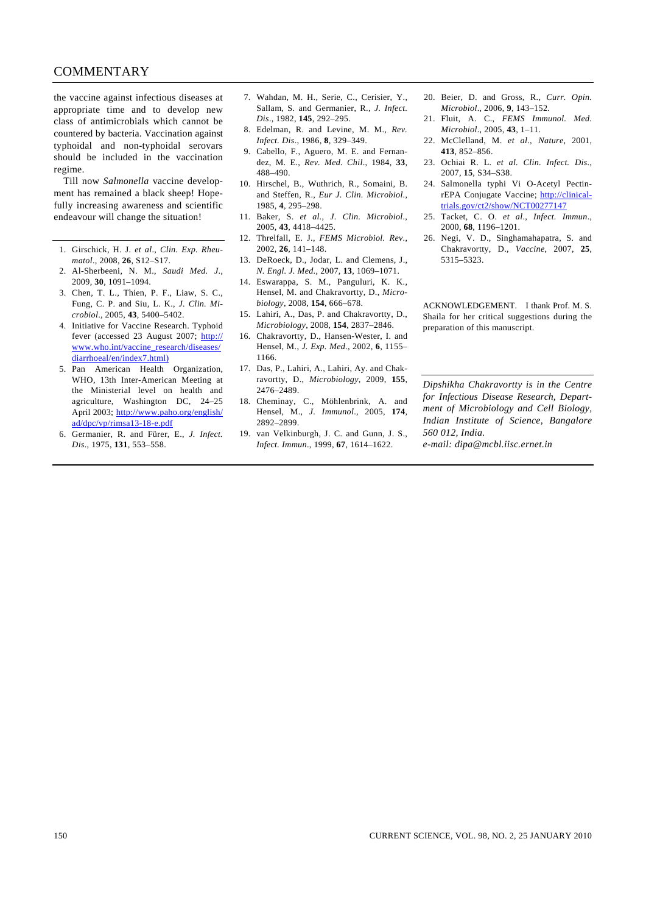the vaccine against infectious diseases at appropriate time and to develop new class of antimicrobials which cannot be countered by bacteria. Vaccination against typhoidal and non-typhoidal serovars should be included in the vaccination regime.

Till now *Salmonella* vaccine development has remained a black sheep! Hopefully increasing awareness and scientific endeavour will change the situation!

1. Girschick, H. J. *et al*., *Clin. Exp. Rheumatol*., 2008, **26**, S12–S17.
2. Al-Sherbeeni, N. M., *Saudi Med. J.*, 2009, **30**, 1091–1094.
3. Chen, T. L., Thien, P. F., Liaw, S. C., Fung, C. P. and Siu, L. K., *J. Clin. Microbiol*., 2005, **43**, 5400–5402.
4. Initiative for Vaccine Research. Typhoid fever (accessed 23 August 2007; http://www.who.int/vaccine_research/diseases/diarrhoeal/en/index7.html)
5. Pan American Health Organization, WHO, 13th Inter-American Meeting at the Ministerial level on health and agriculture, Washington DC, 24–25 April 2003; http://www.paho.org/english/ad/dpc/vp/rimsa13-18-e.pdf
6. Germanier, R. and Fürer, E., *J. Infect. Dis*., 1975, **131**, 553–558.
7. Wahdan, M. H., Serie, C., Cerisier, Y., Sallam, S. and Germanier, R., *J. Infect. Dis*., 1982, **145**, 292–295.
8. Edelman, R. and Levine, M. M., *Rev. Infect. Dis*., 1986, **8**, 329–349.
9. Cabello, F., Aguero, M. E. and Fernandez, M. E., *Rev. Med. Chil*., 1984, **33**, 488–490.
10. Hirschel, B., Wuthrich, R., Somaini, B. and Steffen, R., *Eur J. Clin. Microbiol.*, 1985, **4**, 295–298.
11. Baker, S. *et al.*, *J. Clin. Microbiol*., 2005, **43**, 4418–4425.
12. Threlfall, E. J., *FEMS Microbiol. Rev.*, 2002, **26**, 141–148.
13. DeRoeck, D., Jodar, L. and Clemens, J., *N. Engl. J. Med.*, 2007, **13**, 1069–1071.
14. Eswarappa, S. M., Panguluri, K. K., Hensel, M. and Chakravortty, D., *Microbiology*, 2008, **154**, 666–678.
15. Lahiri, A., Das, P. and Chakravortty, D., *Microbiology*, 2008, **154**, 2837–2846.
16. Chakravortty, D., Hansen-Wester, I. and Hensel, M., *J. Exp. Med.*, 2002, **6**, 1155–1166.
17. Das, P., Lahiri, A., Lahiri, Ay. and Chakravortty, D., *Microbiology*, 2009, **155**, 2476–2489.
18. Cheminay, C., Möhlenbrink, A. and Hensel, M., *J. Immunol*., 2005, **174**, 2892–2899.
19. van Velkinburgh, J. C. and Gunn, J. S., *Infect. Immun*., 1999, **67**, 1614–1622.
20. Beier, D. and Gross, R., *Curr. Opin. Microbiol*., 2006, **9**, 143–152.
21. Fluit, A. C., *FEMS Immunol. Med. Microbiol*., 2005, **43**, 1–11.
22. McClelland, M. *et al.*, *Nature*, 2001, **413**, 852–856.
23. Ochiai R. L. *et al. Clin. Infect. Dis.*, 2007, **15**, S34–S38.
24. Salmonella typhi Vi O-Acetyl Pectin-rEPA Conjugate Vaccine; http://clinicaltrials.gov/ct2/show/NCT00277147
25. Tacket, C. O. *et al*., *Infect. Immun*., 2000, **68**, 1196–1201.
26. Negi, V. D., Singhamahapatra, S. and Chakravortty, D., *Vaccine*, 2007, **25**, 5315–5323.

ACKNOWLEDGEMENT. I thank Prof. M. S. Shaila for her critical suggestions during the preparation of this manuscript.

*Dipshikha Chakravortty is in the Centre for Infectious Disease Research, Department of Microbiology and Cell Biology, Indian Institute of Science, Bangalore 560 012, India.*
*e-mail: dipa@mcbl.iisc.ernet.in*